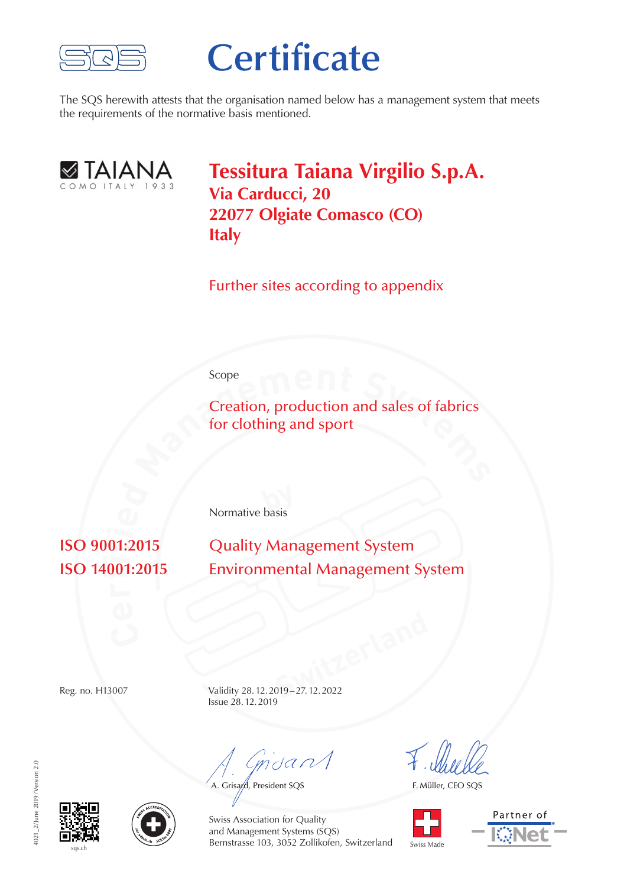# Certificate

The SQS herewith attests that the organisation named below has a management system that meets the requirements of the normative basis mentioned.

TAIANA
COMO ITALY 1933

## Tessitura Taiana Virgilio S.p.A.

**Via Carducci, 20**
**22077 Olgiate Comasco (CO)**
**Italy**

Further sites according to appendix

Scope

Creation, production and sales of fabrics for clothing and sport

Normative basis

| | |
|---|---|
| **ISO 9001:2015** | Quality Management System |
| **ISO 14001:2015** | Environmental Management System |

Reg. no. H13007

Validity 28. 12. 2019 – 27. 12. 2022
Issue 28. 12. 2019

A. Grisard, President SQS

F. Müller, CEO SQS

Swiss Association for Quality and Management Systems (SQS)
Bernstrasse 103, 3052 Zollikofen, Switzerland

sqs.ch

Swiss Made

Partner of IQNet

4021_2/June 2019/Version 2.0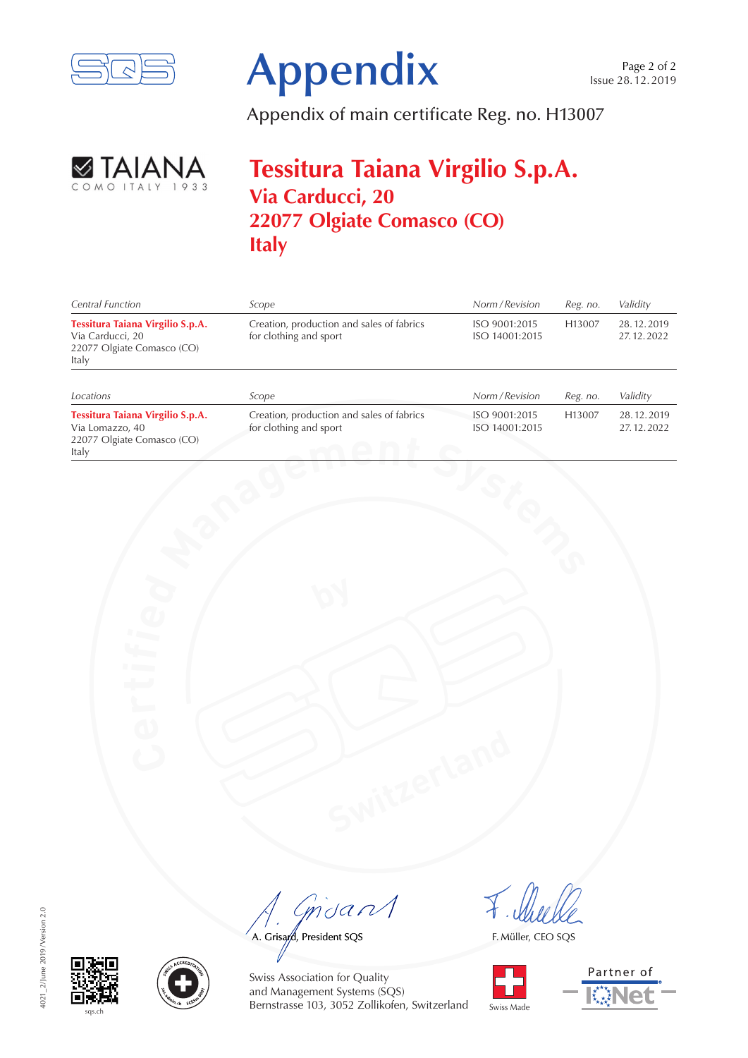# Appendix

Issue 28. 12. 2019

Appendix of main certificate Reg. no. H13007

TAIANA
COMO ITALY 1933

## Tessitura Taiana Virgilio S.p.A.
## Via Carducci, 20
## 22077 Olgiate Comasco (CO)
## Italy

| *Central Function* | *Scope* | *Norm / Revision* | *Reg. no.* | *Validity* |
|---|---|---|---|---|
| **Tessitura Taiana Virgilio S.p.A.** Via Carducci, 20 22077 Olgiate Comasco (CO) Italy | Creation, production and sales of fabrics for clothing and sport | ISO 9001:2015 ISO 14001:2015 | H13007 | 28. 12. 2019 27. 12. 2022 |

| *Locations* | *Scope* | *Norm / Revision* | *Reg. no.* | *Validity* |
|---|---|---|---|---|
| **Tessitura Taiana Virgilio S.p.A.** Via Lomazzo, 40 22077 Olgiate Comasco (CO) Italy | Creation, production and sales of fabrics for clothing and sport | ISO 9001:2015 ISO 14001:2015 | H13007 | 28. 12. 2019 27. 12. 2022 |

A. Grisard, President SQS

F. Müller, CEO SQS

Swiss Association for Quality
and Management Systems (SQS)
Bernstrasse 103, 3052 Zollikofen, Switzerland

sqs.ch

Swiss Made

Partner of IQNet

4021_2/June 2019/Version 2.0